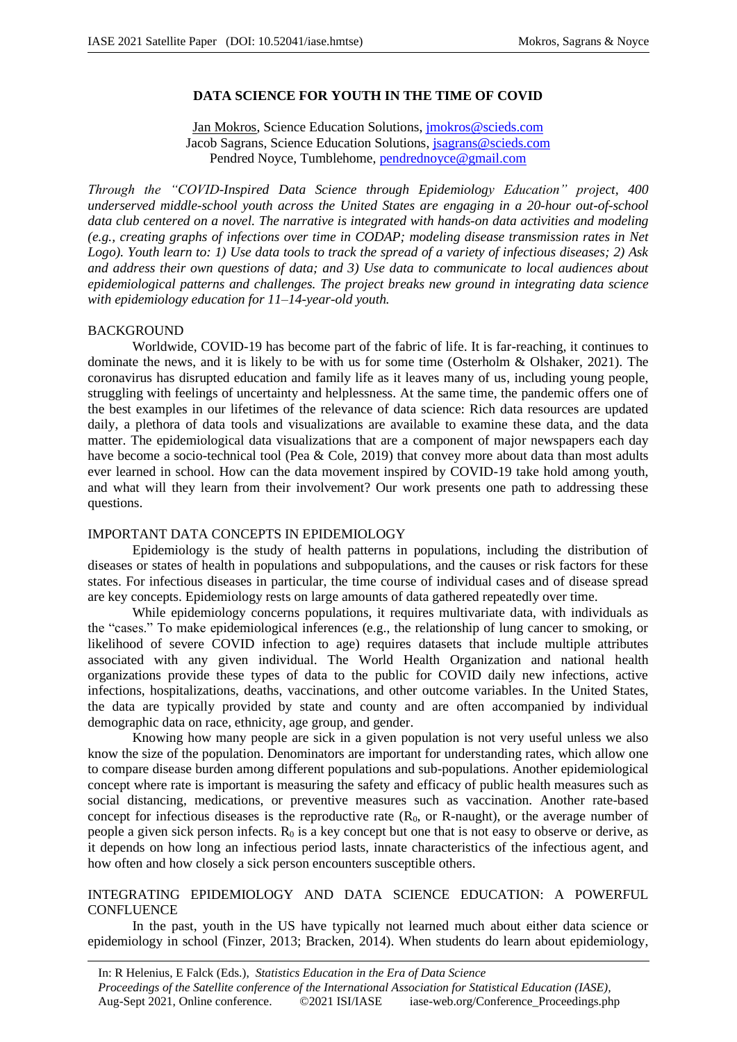# DATA SCIENCE FOR YOUTH IN THE TIME OF COVID

Jan Mokros, Science Education Solutions, jmokros@scieds.com
Jacob Sagrans, Science Education Solutions, jsagrans@scieds.com
Pendred Noyce, Tumblehome, pendrednoyce@gmail.com

*Through the "COVID-Inspired Data Science through Epidemiology Education" project, 400 underserved middle-school youth across the United States are engaging in a 20-hour out-of-school data club centered on a novel. The narrative is integrated with hands-on data activities and modeling (e.g., creating graphs of infections over time in CODAP; modeling disease transmission rates in Net Logo). Youth learn to: 1) Use data tools to track the spread of a variety of infectious diseases; 2) Ask and address their own questions of data; and 3) Use data to communicate to local audiences about epidemiological patterns and challenges. The project breaks new ground in integrating data science with epidemiology education for 11–14-year-old youth.*

## BACKGROUND

Worldwide, COVID-19 has become part of the fabric of life. It is far-reaching, it continues to dominate the news, and it is likely to be with us for some time (Osterholm & Olshaker, 2021). The coronavirus has disrupted education and family life as it leaves many of us, including young people, struggling with feelings of uncertainty and helplessness. At the same time, the pandemic offers one of the best examples in our lifetimes of the relevance of data science: Rich data resources are updated daily, a plethora of data tools and visualizations are available to examine these data, and the data matter. The epidemiological data visualizations that are a component of major newspapers each day have become a socio-technical tool (Pea & Cole, 2019) that convey more about data than most adults ever learned in school. How can the data movement inspired by COVID-19 take hold among youth, and what will they learn from their involvement? Our work presents one path to addressing these questions.

## IMPORTANT DATA CONCEPTS IN EPIDEMIOLOGY

Epidemiology is the study of health patterns in populations, including the distribution of diseases or states of health in populations and subpopulations, and the causes or risk factors for these states. For infectious diseases in particular, the time course of individual cases and of disease spread are key concepts. Epidemiology rests on large amounts of data gathered repeatedly over time.

While epidemiology concerns populations, it requires multivariate data, with individuals as the "cases." To make epidemiological inferences (e.g., the relationship of lung cancer to smoking, or likelihood of severe COVID infection to age) requires datasets that include multiple attributes associated with any given individual. The World Health Organization and national health organizations provide these types of data to the public for COVID daily new infections, active infections, hospitalizations, deaths, vaccinations, and other outcome variables. In the United States, the data are typically provided by state and county and are often accompanied by individual demographic data on race, ethnicity, age group, and gender.

Knowing how many people are sick in a given population is not very useful unless we also know the size of the population. Denominators are important for understanding rates, which allow one to compare disease burden among different populations and sub-populations. Another epidemiological concept where rate is important is measuring the safety and efficacy of public health measures such as social distancing, medications, or preventive measures such as vaccination. Another rate-based concept for infectious diseases is the reproductive rate ($R_0$, or R-naught), or the average number of people a given sick person infects. $R_0$ is a key concept but one that is not easy to observe or derive, as it depends on how long an infectious period lasts, innate characteristics of the infectious agent, and how often and how closely a sick person encounters susceptible others.

## INTEGRATING EPIDEMIOLOGY AND DATA SCIENCE EDUCATION: A POWERFUL CONFLUENCE

In the past, youth in the US have typically not learned much about either data science or epidemiology in school (Finzer, 2013; Bracken, 2014). When students do learn about epidemiology,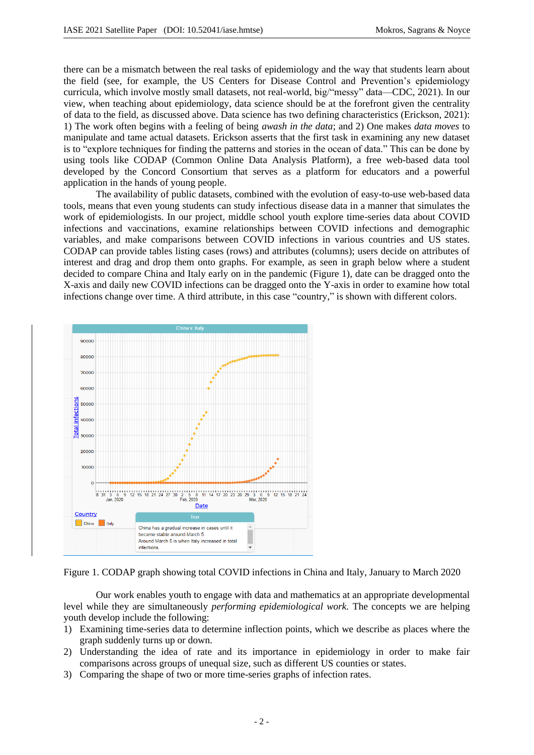there can be a mismatch between the real tasks of epidemiology and the way that students learn about the field (see, for example, the US Centers for Disease Control and Prevention's epidemiology curricula, which involve mostly small datasets, not real-world, big/"messy" data—CDC, 2021). In our view, when teaching about epidemiology, data science should be at the forefront given the centrality of data to the field, as discussed above. Data science has two defining characteristics (Erickson, 2021): 1) The work often begins with a feeling of being *awash in the data*; and 2) One makes *data moves* to manipulate and tame actual datasets. Erickson asserts that the first task in examining any new dataset is to "explore techniques for finding the patterns and stories in the ocean of data." This can be done by using tools like CODAP (Common Online Data Analysis Platform), a free web-based data tool developed by the Concord Consortium that serves as a platform for educators and a powerful application in the hands of young people.

The availability of public datasets, combined with the evolution of easy-to-use web-based data tools, means that even young students can study infectious disease data in a manner that simulates the work of epidemiologists. In our project, middle school youth explore time-series data about COVID infections and vaccinations, examine relationships between COVID infections and demographic variables, and make comparisons between COVID infections in various countries and US states. CODAP can provide tables listing cases (rows) and attributes (columns); users decide on attributes of interest and drag and drop them onto graphs. For example, as seen in graph below where a student decided to compare China and Italy early on in the pandemic (Figure 1), date can be dragged onto the X-axis and daily new COVID infections can be dragged onto the Y-axis in order to examine how total infections change over time. A third attribute, in this case "country," is shown with different colors.

Figure 1. CODAP graph showing total COVID infections in China and Italy, January to March 2020

Our work enables youth to engage with data and mathematics at an appropriate developmental level while they are simultaneously *performing epidemiological work*. The concepts we are helping youth develop include the following:

1) Examining time-series data to determine inflection points, which we describe as places where the graph suddenly turns up or down.
2) Understanding the idea of rate and its importance in epidemiology in order to make fair comparisons across groups of unequal size, such as different US counties or states.
3) Comparing the shape of two or more time-series graphs of infection rates.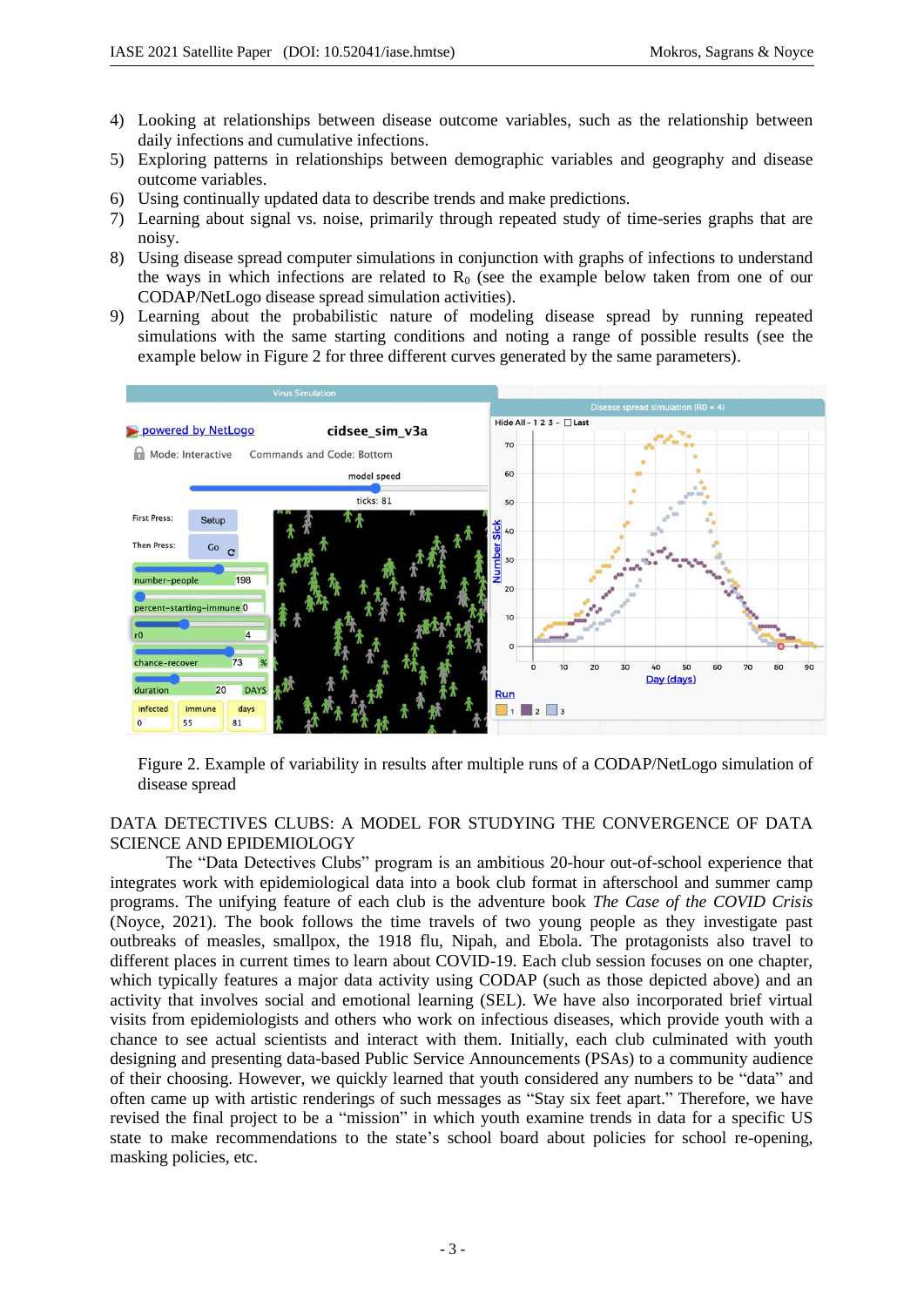4) Looking at relationships between disease outcome variables, such as the relationship between daily infections and cumulative infections.
5) Exploring patterns in relationships between demographic variables and geography and disease outcome variables.
6) Using continually updated data to describe trends and make predictions.
7) Learning about signal vs. noise, primarily through repeated study of time-series graphs that are noisy.
8) Using disease spread computer simulations in conjunction with graphs of infections to understand the ways in which infections are related to $R_0$ (see the example below taken from one of our CODAP/NetLogo disease spread simulation activities).
9) Learning about the probabilistic nature of modeling disease spread by running repeated simulations with the same starting conditions and noting a range of possible results (see the example below in Figure 2 for three different curves generated by the same parameters).

Figure 2. Example of variability in results after multiple runs of a CODAP/NetLogo simulation of disease spread

## DATA DETECTIVES CLUBS: A MODEL FOR STUDYING THE CONVERGENCE OF DATA SCIENCE AND EPIDEMIOLOGY

The "Data Detectives Clubs" program is an ambitious 20-hour out-of-school experience that integrates work with epidemiological data into a book club format in afterschool and summer camp programs. The unifying feature of each club is the adventure book *The Case of the COVID Crisis* (Noyce, 2021). The book follows the time travels of two young people as they investigate past outbreaks of measles, smallpox, the 1918 flu, Nipah, and Ebola. The protagonists also travel to different places in current times to learn about COVID-19. Each club session focuses on one chapter, which typically features a major data activity using CODAP (such as those depicted above) and an activity that involves social and emotional learning (SEL). We have also incorporated brief virtual visits from epidemiologists and others who work on infectious diseases, which provide youth with a chance to see actual scientists and interact with them. Initially, each club culminated with youth designing and presenting data-based Public Service Announcements (PSAs) to a community audience of their choosing. However, we quickly learned that youth considered any numbers to be "data" and often came up with artistic renderings of such messages as "Stay six feet apart." Therefore, we have revised the final project to be a "mission" in which youth examine trends in data for a specific US state to make recommendations to the state's school board about policies for school re-opening, masking policies, etc.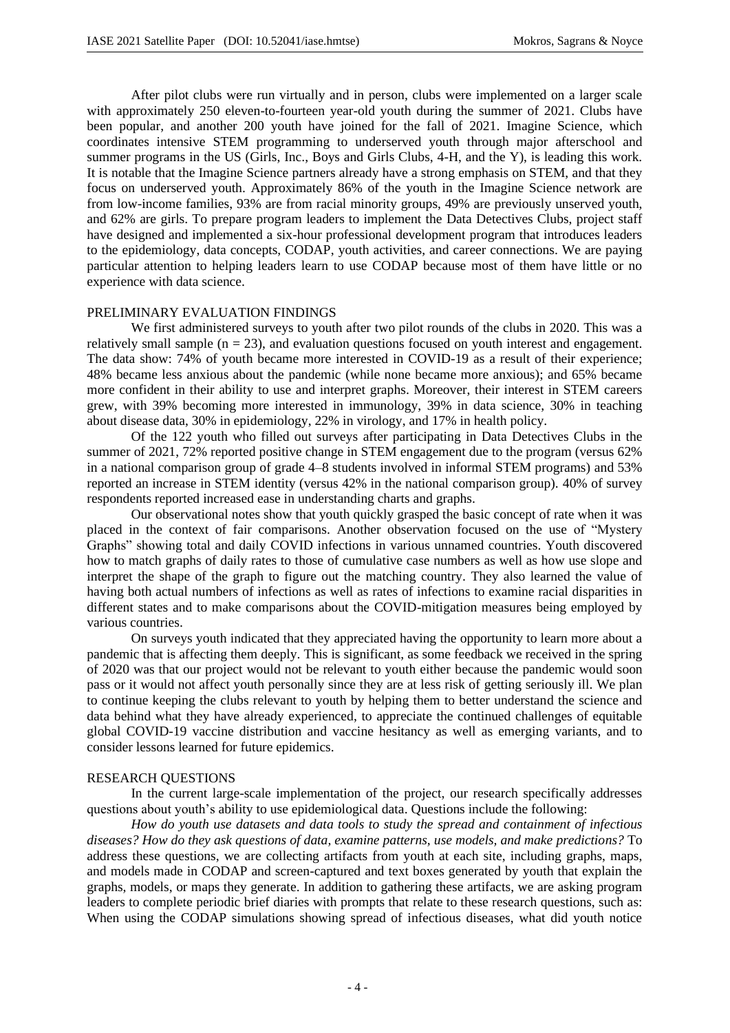After pilot clubs were run virtually and in person, clubs were implemented on a larger scale with approximately 250 eleven-to-fourteen year-old youth during the summer of 2021. Clubs have been popular, and another 200 youth have joined for the fall of 2021. Imagine Science, which coordinates intensive STEM programming to underserved youth through major afterschool and summer programs in the US (Girls, Inc., Boys and Girls Clubs, 4-H, and the Y), is leading this work. It is notable that the Imagine Science partners already have a strong emphasis on STEM, and that they focus on underserved youth. Approximately 86% of the youth in the Imagine Science network are from low-income families, 93% are from racial minority groups, 49% are previously unserved youth, and 62% are girls. To prepare program leaders to implement the Data Detectives Clubs, project staff have designed and implemented a six-hour professional development program that introduces leaders to the epidemiology, data concepts, CODAP, youth activities, and career connections. We are paying particular attention to helping leaders learn to use CODAP because most of them have little or no experience with data science.

## PRELIMINARY EVALUATION FINDINGS

We first administered surveys to youth after two pilot rounds of the clubs in 2020. This was a relatively small sample (n = 23), and evaluation questions focused on youth interest and engagement. The data show: 74% of youth became more interested in COVID-19 as a result of their experience; 48% became less anxious about the pandemic (while none became more anxious); and 65% became more confident in their ability to use and interpret graphs. Moreover, their interest in STEM careers grew, with 39% becoming more interested in immunology, 39% in data science, 30% in teaching about disease data, 30% in epidemiology, 22% in virology, and 17% in health policy.

Of the 122 youth who filled out surveys after participating in Data Detectives Clubs in the summer of 2021, 72% reported positive change in STEM engagement due to the program (versus 62% in a national comparison group of grade 4–8 students involved in informal STEM programs) and 53% reported an increase in STEM identity (versus 42% in the national comparison group). 40% of survey respondents reported increased ease in understanding charts and graphs.

Our observational notes show that youth quickly grasped the basic concept of rate when it was placed in the context of fair comparisons. Another observation focused on the use of "Mystery Graphs" showing total and daily COVID infections in various unnamed countries. Youth discovered how to match graphs of daily rates to those of cumulative case numbers as well as how use slope and interpret the shape of the graph to figure out the matching country. They also learned the value of having both actual numbers of infections as well as rates of infections to examine racial disparities in different states and to make comparisons about the COVID-mitigation measures being employed by various countries.

On surveys youth indicated that they appreciated having the opportunity to learn more about a pandemic that is affecting them deeply. This is significant, as some feedback we received in the spring of 2020 was that our project would not be relevant to youth either because the pandemic would soon pass or it would not affect youth personally since they are at less risk of getting seriously ill. We plan to continue keeping the clubs relevant to youth by helping them to better understand the science and data behind what they have already experienced, to appreciate the continued challenges of equitable global COVID-19 vaccine distribution and vaccine hesitancy as well as emerging variants, and to consider lessons learned for future epidemics.

## RESEARCH QUESTIONS

In the current large-scale implementation of the project, our research specifically addresses questions about youth's ability to use epidemiological data. Questions include the following:

*How do youth use datasets and data tools to study the spread and containment of infectious diseases? How do they ask questions of data, examine patterns, use models, and make predictions?* To address these questions, we are collecting artifacts from youth at each site, including graphs, maps, and models made in CODAP and screen-captured and text boxes generated by youth that explain the graphs, models, or maps they generate. In addition to gathering these artifacts, we are asking program leaders to complete periodic brief diaries with prompts that relate to these research questions, such as: When using the CODAP simulations showing spread of infectious diseases, what did youth notice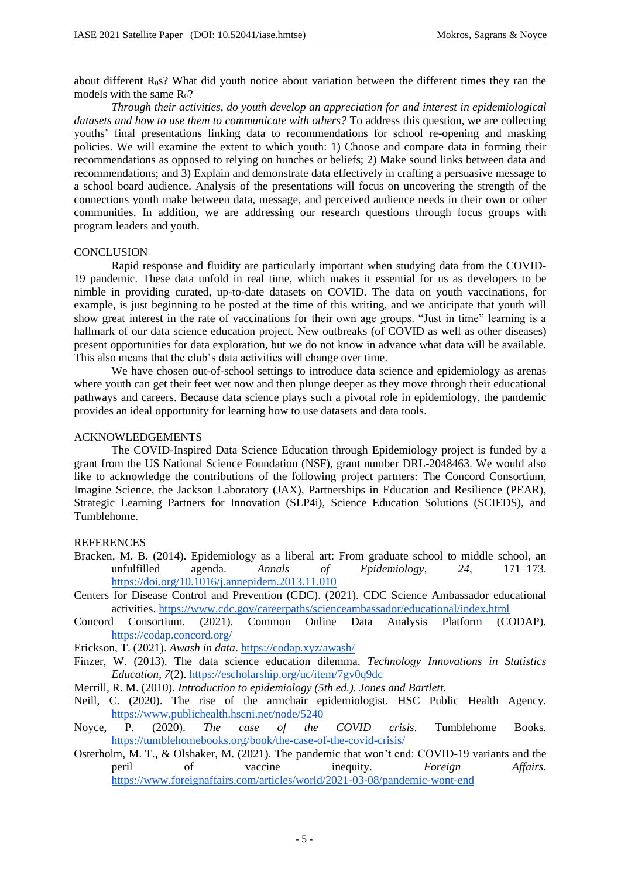about different $R_0$s? What did youth notice about variation between the different times they ran the models with the same $R_0$?

*Through their activities, do youth develop an appreciation for and interest in epidemiological datasets and how to use them to communicate with others?* To address this question, we are collecting youths' final presentations linking data to recommendations for school re-opening and masking policies. We will examine the extent to which youth: 1) Choose and compare data in forming their recommendations as opposed to relying on hunches or beliefs; 2) Make sound links between data and recommendations; and 3) Explain and demonstrate data effectively in crafting a persuasive message to a school board audience. Analysis of the presentations will focus on uncovering the strength of the connections youth make between data, message, and perceived audience needs in their own or other communities. In addition, we are addressing our research questions through focus groups with program leaders and youth.

## CONCLUSION

Rapid response and fluidity are particularly important when studying data from the COVID-19 pandemic. These data unfold in real time, which makes it essential for us as developers to be nimble in providing curated, up-to-date datasets on COVID. The data on youth vaccinations, for example, is just beginning to be posted at the time of this writing, and we anticipate that youth will show great interest in the rate of vaccinations for their own age groups. "Just in time" learning is a hallmark of our data science education project. New outbreaks (of COVID as well as other diseases) present opportunities for data exploration, but we do not know in advance what data will be available. This also means that the club's data activities will change over time.

We have chosen out-of-school settings to introduce data science and epidemiology as arenas where youth can get their feet wet now and then plunge deeper as they move through their educational pathways and careers. Because data science plays such a pivotal role in epidemiology, the pandemic provides an ideal opportunity for learning how to use datasets and data tools.

## ACKNOWLEDGEMENTS

The COVID-Inspired Data Science Education through Epidemiology project is funded by a grant from the US National Science Foundation (NSF), grant number DRL-2048463. We would also like to acknowledge the contributions of the following project partners: The Concord Consortium, Imagine Science, the Jackson Laboratory (JAX), Partnerships in Education and Resilience (PEAR), Strategic Learning Partners for Innovation (SLP4i), Science Education Solutions (SCIEDS), and Tumblehome.

## REFERENCES

Bracken, M. B. (2014). Epidemiology as a liberal art: From graduate school to middle school, an unfulfilled agenda. *Annals of Epidemiology*, *24*, 171–173. https://doi.org/10.1016/j.annepidem.2013.11.010

Centers for Disease Control and Prevention (CDC). (2021). CDC Science Ambassador educational activities. https://www.cdc.gov/careerpaths/scienceambassador/educational/index.html

Concord Consortium. (2021). Common Online Data Analysis Platform (CODAP). https://codap.concord.org/

Erickson, T. (2021). *Awash in data*. https://codap.xyz/awash/

Finzer, W. (2013). The data science education dilemma. *Technology Innovations in Statistics Education*, *7*(2). https://escholarship.org/uc/item/7gv0q9dc

Merrill, R. M. (2010). *Introduction to epidemiology (5th ed.). Jones and Bartlett.*

Neill, C. (2020). The rise of the armchair epidemiologist. HSC Public Health Agency. https://www.publichealth.hscni.net/node/5240

Noyce, P. (2020). *The case of the COVID crisis*. Tumblehome Books. https://tumblehomebooks.org/book/the-case-of-the-covid-crisis/

Osterholm, M. T., & Olshaker, M. (2021). The pandemic that won't end: COVID-19 variants and the peril of vaccine inequity. *Foreign Affairs*. https://www.foreignaffairs.com/articles/world/2021-03-08/pandemic-wont-end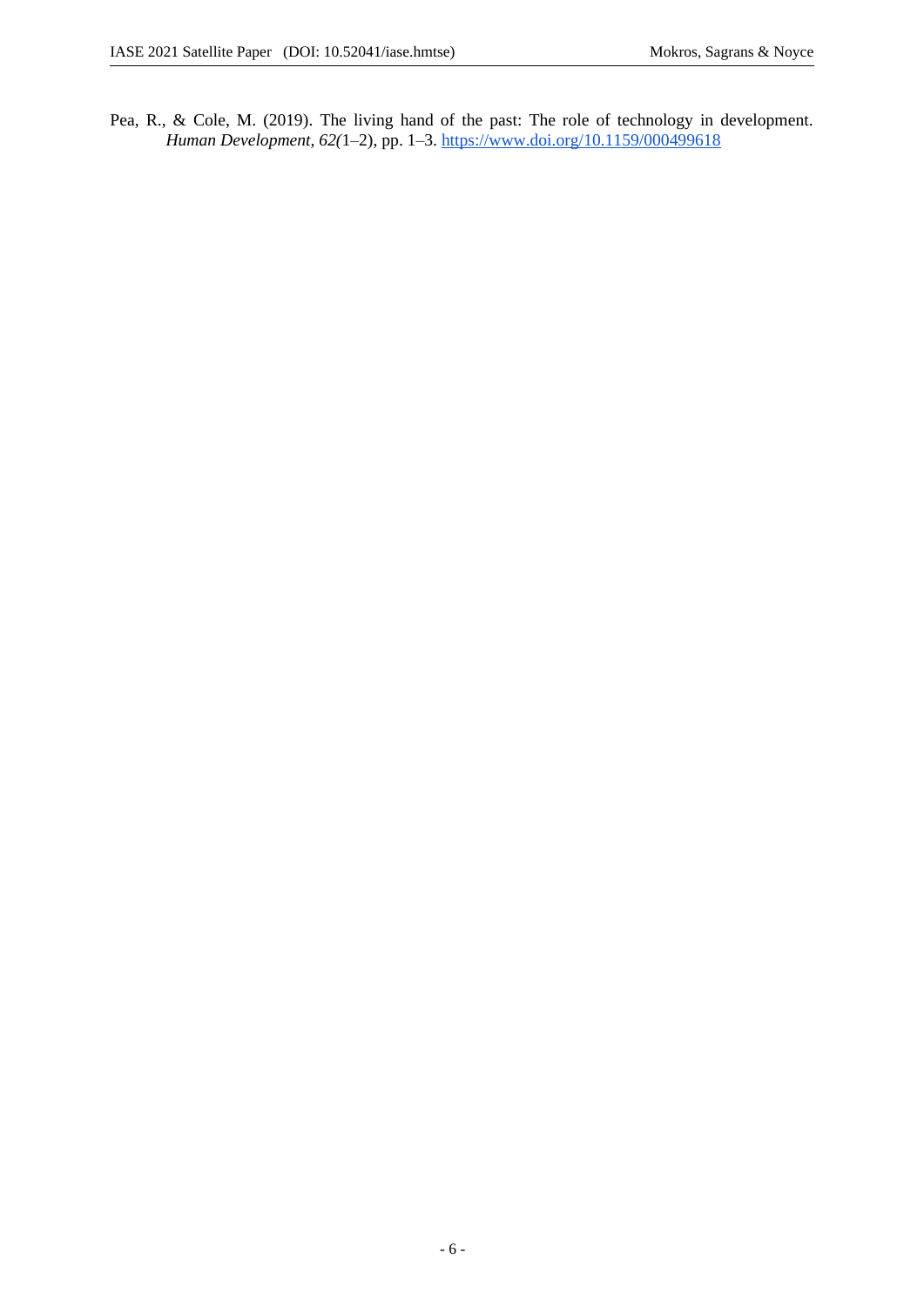Pea, R., & Cole, M. (2019). The living hand of the past: The role of technology in development. *Human Development, 62(*1–2), pp. 1–3. https://www.doi.org/10.1159/000499618